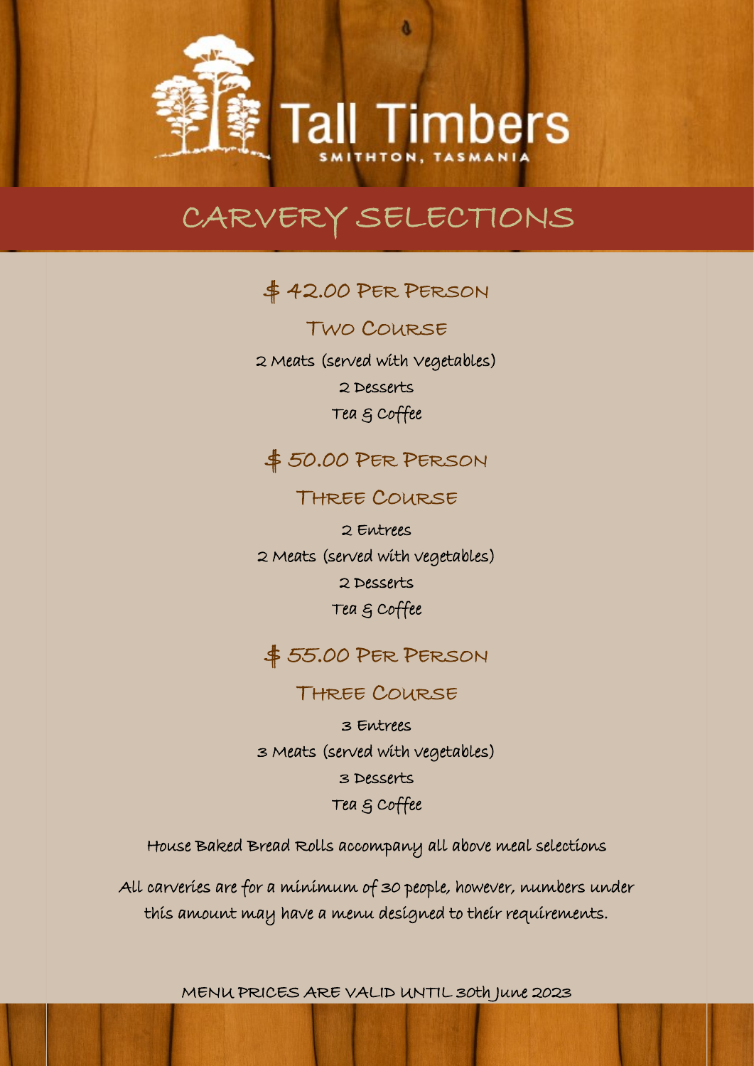Tall Timbers

SMITHTON, TASMANIA

# CARVERY SELECTIONS

## $ 42.00 Per Person

### Two Course

2 Meats (served with Vegetables)

2 Desserts

Tea & Coffee

## $ 50.00 Per Person

### Three Course

2 Entrees

2 Meats (served with vegetables)

2 Desserts

Tea & Coffee

## $ 55.00 Per Person

### Three Course

3 Entrees

3 Meats (served with vegetables)

3 Desserts

Tea & Coffee

House Baked Bread Rolls accompany all above meal selections

All carveries are for a minimum of 30 people, however, numbers under this amount may have a menu designed to their requirements.

MENU PRICES ARE VALID UNTIL 30th June 2023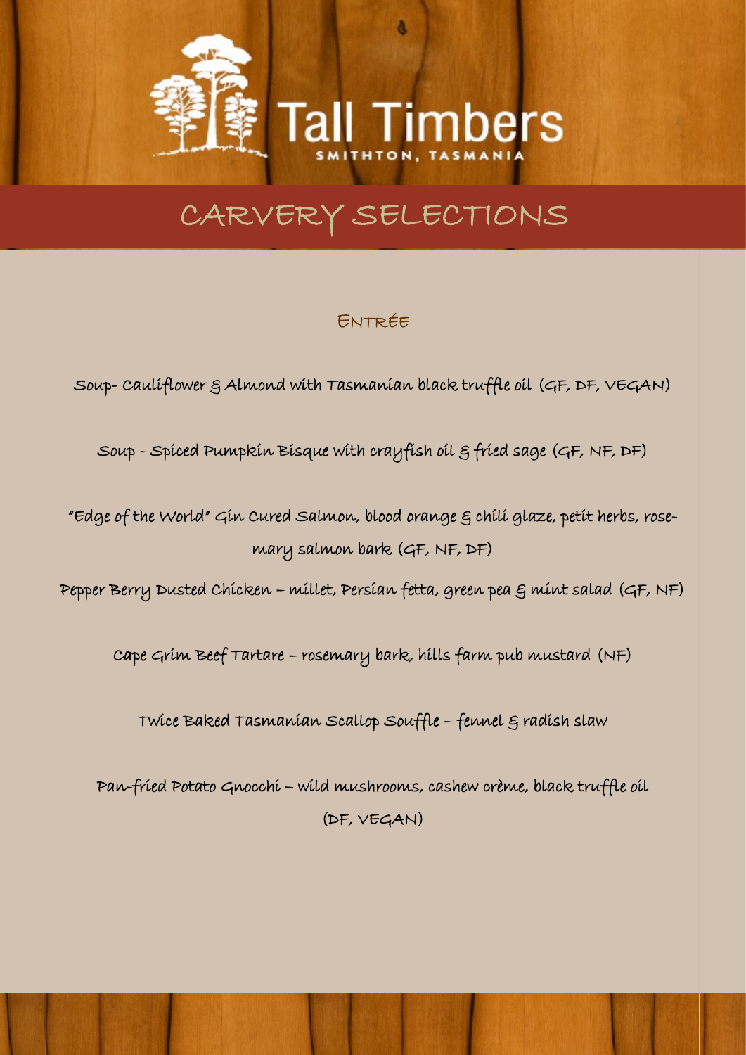Tall Timbers

SMITHTON, TASMANIA

# CARVERY SELECTIONS

## Entrée

Soup- Cauliflower & Almond with Tasmanian black truffle oil (GF, DF, VEGAN)

Soup - Spiced Pumpkin Bisque with crayfish oil & fried sage (GF, NF, DF)

"Edge of the World" Gin Cured Salmon, blood orange & chili glaze, petit herbs, rosemary salmon bark (GF, NF, DF)

Pepper Berry Dusted Chicken – millet, Persian fetta, green pea & mint salad (GF, NF)

Cape Grim Beef Tartare – rosemary bark, hills farm pub mustard (NF)

Twice Baked Tasmanian Scallop Souffle – fennel & radish slaw

Pan-fried Potato Gnocchi – wild mushrooms, cashew crème, black truffle oil (DF, VEGAN)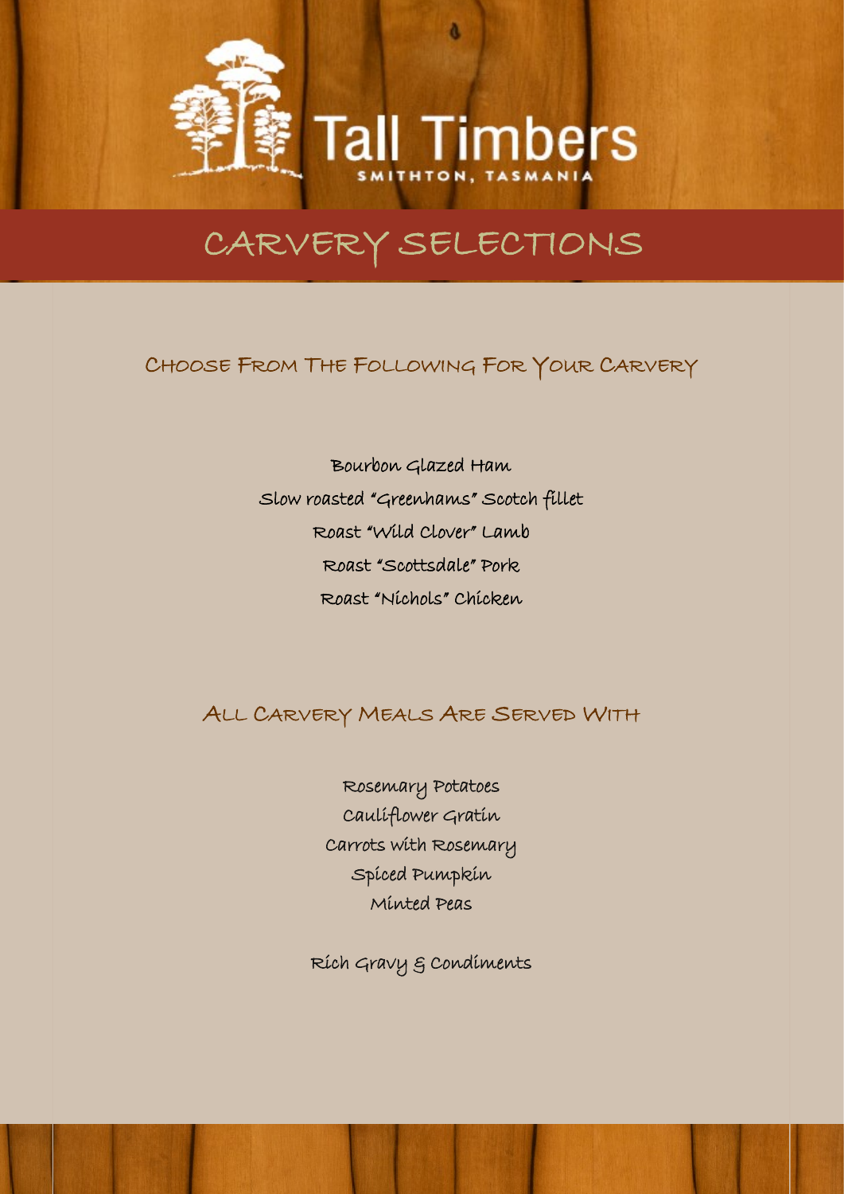# Tall Timbers

SMITHTON, TASMANIA

## CARVERY SELECTIONS

### Choose From The Following For Your Carvery

Bourbon Glazed Ham

Slow roasted "Greenhams" Scotch fillet

Roast "Wild Clover" Lamb

Roast "Scottsdale" Pork

Roast "Nichols" Chicken

### All Carvery Meals Are Served With

Rosemary Potatoes

Cauliflower Gratin

Carrots with Rosemary

Spiced Pumpkin

Minted Peas

Rich Gravy & Condiments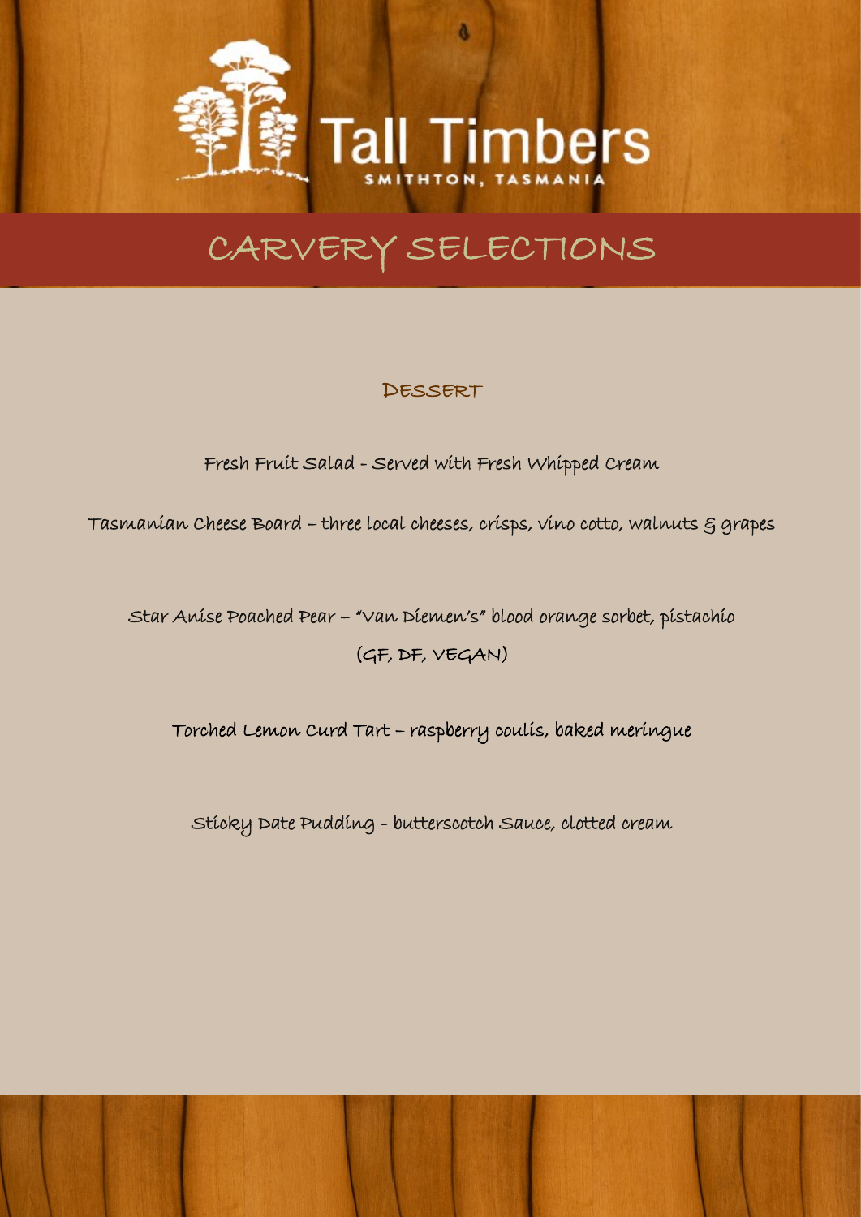# Tall Timbers

SMITHTON, TASMANIA

## CARVERY SELECTIONS

### DESSERT

Fresh Fruit Salad - Served with Fresh Whipped Cream

Tasmanian Cheese Board – three local cheeses, crisps, vino cotto, walnuts & grapes

Star Anise Poached Pear – "Van Diemen's" blood orange sorbet, pistachio

(GF, DF, VEGAN)

Torched Lemon Curd Tart – raspberry coulis, baked meringue

Sticky Date Pudding - butterscotch Sauce, clotted cream